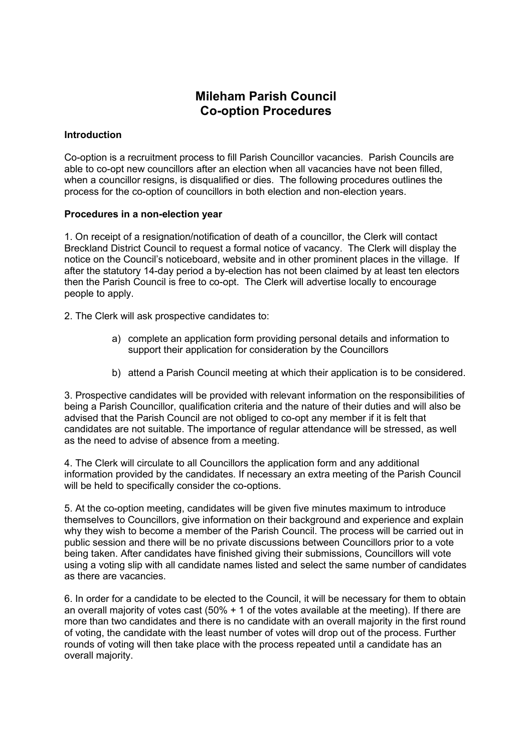# Mileham Parish Council
# Co-option Procedures

### Introduction

Co-option is a recruitment process to fill Parish Councillor vacancies. Parish Councils are able to co-opt new councillors after an election when all vacancies have not been filled, when a councillor resigns, is disqualified or dies. The following procedures outlines the process for the co-option of councillors in both election and non-election years.

### Procedures in a non-election year

1. On receipt of a resignation/notification of death of a councillor, the Clerk will contact Breckland District Council to request a formal notice of vacancy. The Clerk will display the notice on the Council's noticeboard, website and in other prominent places in the village. If after the statutory 14-day period a by-election has not been claimed by at least ten electors then the Parish Council is free to co-opt. The Clerk will advertise locally to encourage people to apply.

2. The Clerk will ask prospective candidates to:

   a) complete an application form providing personal details and information to support their application for consideration by the Councillors

   b) attend a Parish Council meeting at which their application is to be considered.

3. Prospective candidates will be provided with relevant information on the responsibilities of being a Parish Councillor, qualification criteria and the nature of their duties and will also be advised that the Parish Council are not obliged to co-opt any member if it is felt that candidates are not suitable. The importance of regular attendance will be stressed, as well as the need to advise of absence from a meeting.

4. The Clerk will circulate to all Councillors the application form and any additional information provided by the candidates. If necessary an extra meeting of the Parish Council will be held to specifically consider the co-options.

5. At the co-option meeting, candidates will be given five minutes maximum to introduce themselves to Councillors, give information on their background and experience and explain why they wish to become a member of the Parish Council. The process will be carried out in public session and there will be no private discussions between Councillors prior to a vote being taken. After candidates have finished giving their submissions, Councillors will vote using a voting slip with all candidate names listed and select the same number of candidates as there are vacancies.

6. In order for a candidate to be elected to the Council, it will be necessary for them to obtain an overall majority of votes cast (50% + 1 of the votes available at the meeting). If there are more than two candidates and there is no candidate with an overall majority in the first round of voting, the candidate with the least number of votes will drop out of the process. Further rounds of voting will then take place with the process repeated until a candidate has an overall majority.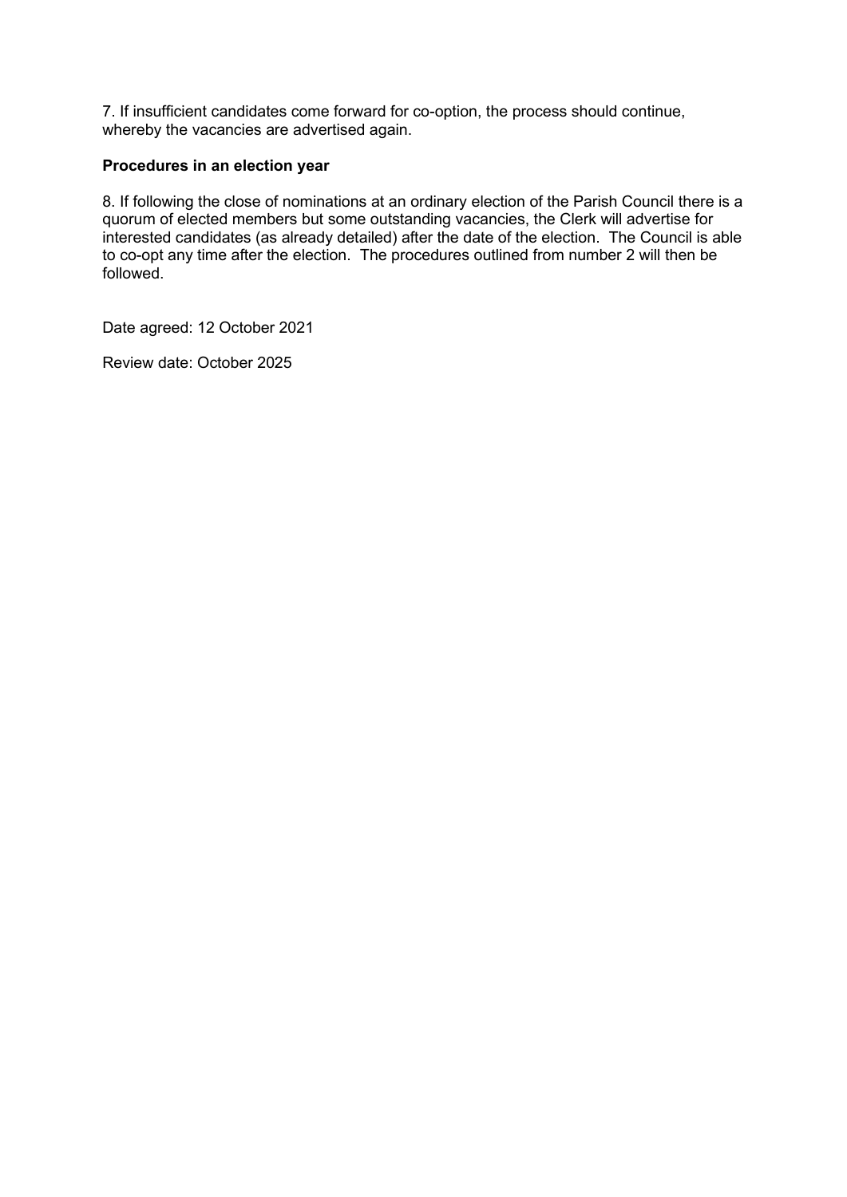7. If insufficient candidates come forward for co-option, the process should continue, whereby the vacancies are advertised again.

**Procedures in an election year**

8. If following the close of nominations at an ordinary election of the Parish Council there is a quorum of elected members but some outstanding vacancies, the Clerk will advertise for interested candidates (as already detailed) after the date of the election. The Council is able to co-opt any time after the election. The procedures outlined from number 2 will then be followed.

Date agreed: 12 October 2021

Review date: October 2025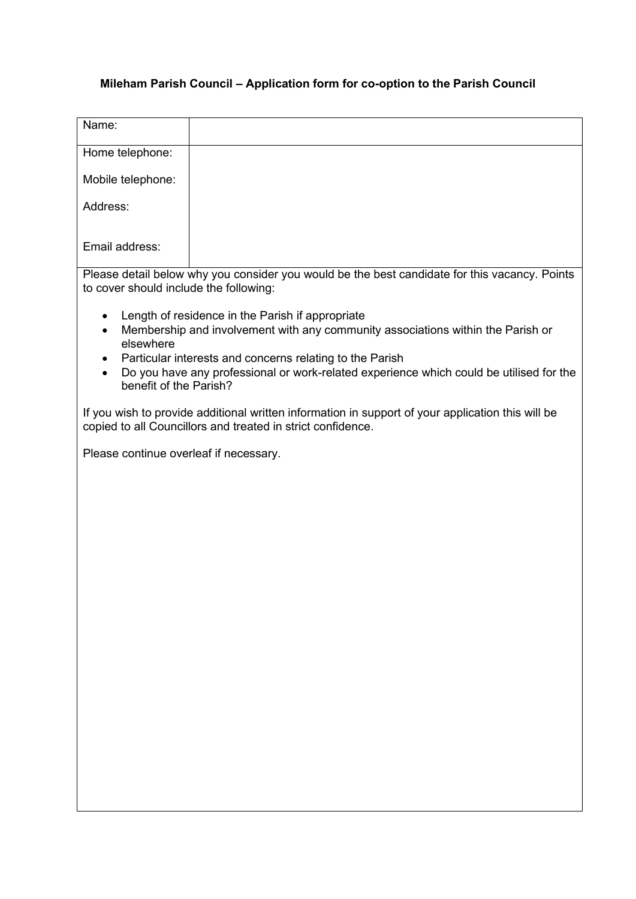**Mileham Parish Council – Application form for co-option to the Parish Council**

| Name: | |
|---|---|
| Home telephone:<br><br>Mobile telephone:<br><br>Address:<br><br><br>Email address: | |

Please detail below why you consider you would be the best candidate for this vacancy. Points to cover should include the following:

- Length of residence in the Parish if appropriate
- Membership and involvement with any community associations within the Parish or elsewhere
- Particular interests and concerns relating to the Parish
- Do you have any professional or work-related experience which could be utilised for the benefit of the Parish?

If you wish to provide additional written information in support of your application this will be copied to all Councillors and treated in strict confidence.

Please continue overleaf if necessary.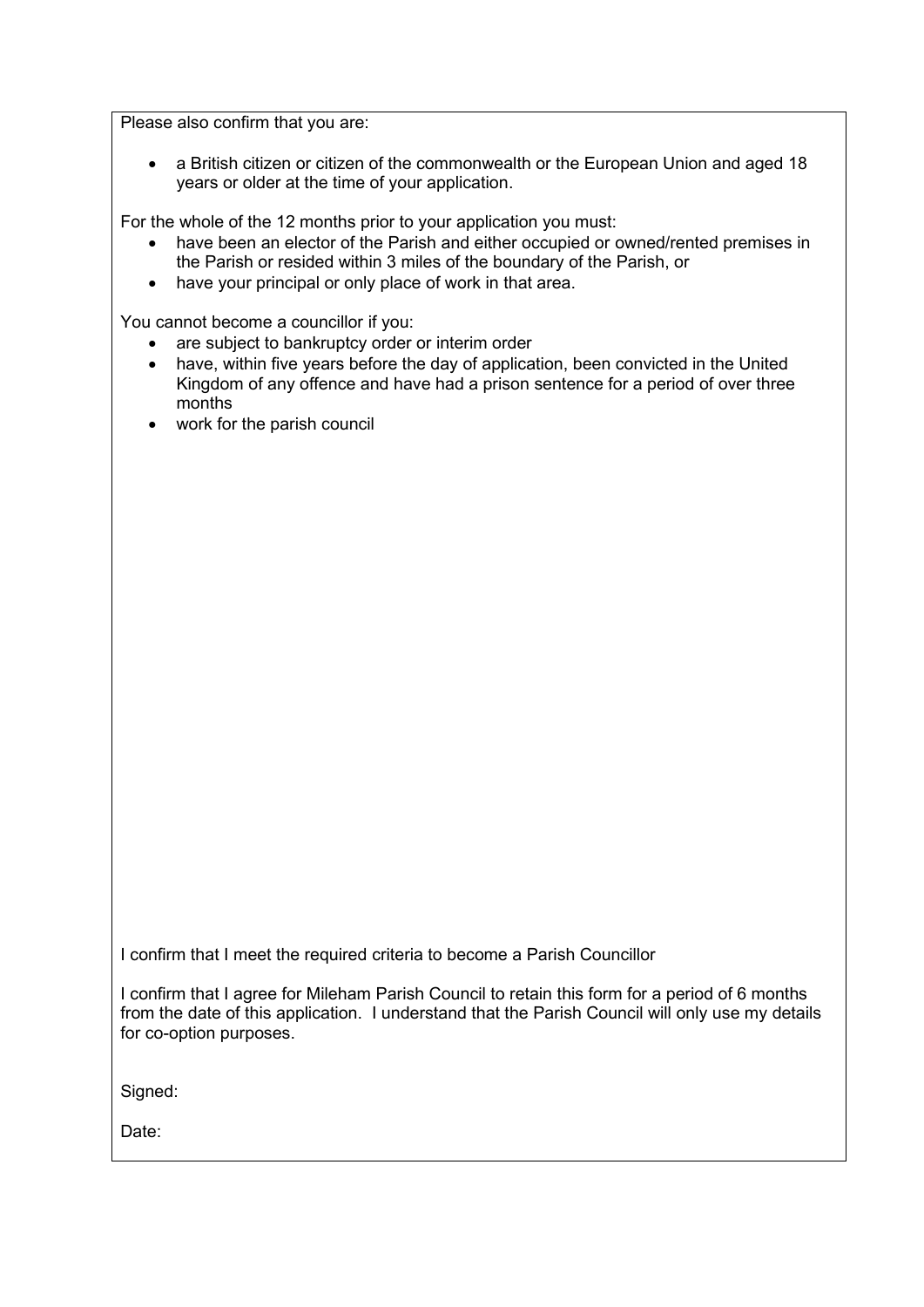Please also confirm that you are:

- a British citizen or citizen of the commonwealth or the European Union and aged 18 years or older at the time of your application.

For the whole of the 12 months prior to your application you must:

- have been an elector of the Parish and either occupied or owned/rented premises in the Parish or resided within 3 miles of the boundary of the Parish, or
- have your principal or only place of work in that area.

You cannot become a councillor if you:

- are subject to bankruptcy order or interim order
- have, within five years before the day of application, been convicted in the United Kingdom of any offence and have had a prison sentence for a period of over three months
- work for the parish council

I confirm that I meet the required criteria to become a Parish Councillor

I confirm that I agree for Mileham Parish Council to retain this form for a period of 6 months from the date of this application. I understand that the Parish Council will only use my details for co-option purposes.

Signed:

Date: